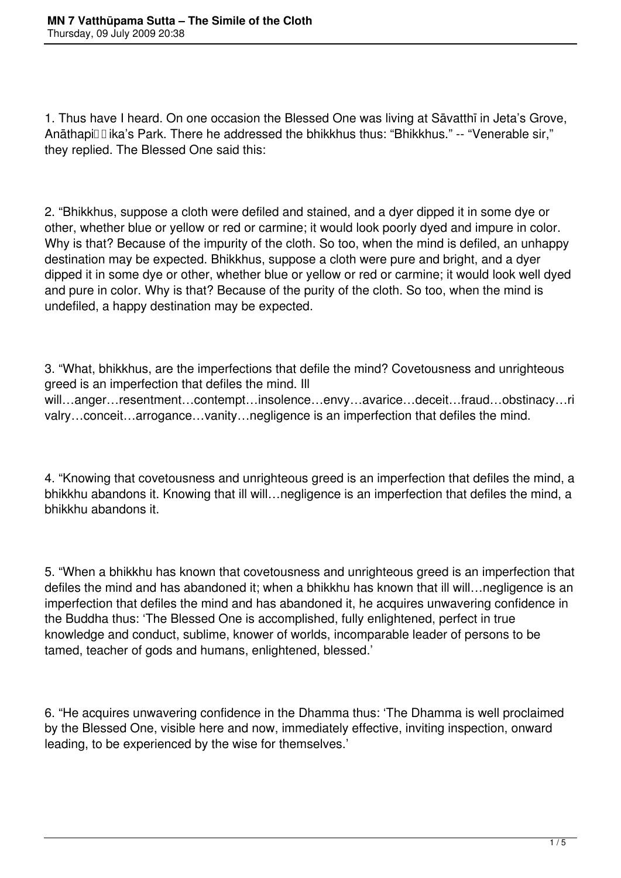1. Thus have I heard. On one occasion the Blessed One was living at Sāvatthī in Jeta's Grove, Anāthapiṇḍika's Park. There he addressed the bhikkhus thus: "Bhikkhus." -- "Venerable sir," they replied. The Blessed One said this:

2. "Bhikkhus, suppose a cloth were defiled and stained, and a dyer dipped it in some dye or other, whether blue or yellow or red or carmine; it would look poorly dyed and impure in color. Why is that? Because of the impurity of the cloth. So too, when the mind is defiled, an unhappy destination may be expected. Bhikkhus, suppose a cloth were pure and bright, and a dyer dipped it in some dye or other, whether blue or yellow or red or carmine; it would look well dyed and pure in color. Why is that? Because of the purity of the cloth. So too, when the mind is undefiled, a happy destination may be expected.

3. "What, bhikkhus, are the imperfections that defile the mind? Covetousness and unrighteous greed is an imperfection that defiles the mind. Ill will…anger…resentment…contempt…insolence…envy…avarice…deceit…fraud…obstinacy…rivalry…conceit…arrogance…vanity…negligence is an imperfection that defiles the mind.

4. "Knowing that covetousness and unrighteous greed is an imperfection that defiles the mind, a bhikkhu abandons it. Knowing that ill will…negligence is an imperfection that defiles the mind, a bhikkhu abandons it.

5. "When a bhikkhu has known that covetousness and unrighteous greed is an imperfection that defiles the mind and has abandoned it; when a bhikkhu has known that ill will…negligence is an imperfection that defiles the mind and has abandoned it, he acquires unwavering confidence in the Buddha thus: 'The Blessed One is accomplished, fully enlightened, perfect in true knowledge and conduct, sublime, knower of worlds, incomparable leader of persons to be tamed, teacher of gods and humans, enlightened, blessed.'

6. "He acquires unwavering confidence in the Dhamma thus: 'The Dhamma is well proclaimed by the Blessed One, visible here and now, immediately effective, inviting inspection, onward leading, to be experienced by the wise for themselves.'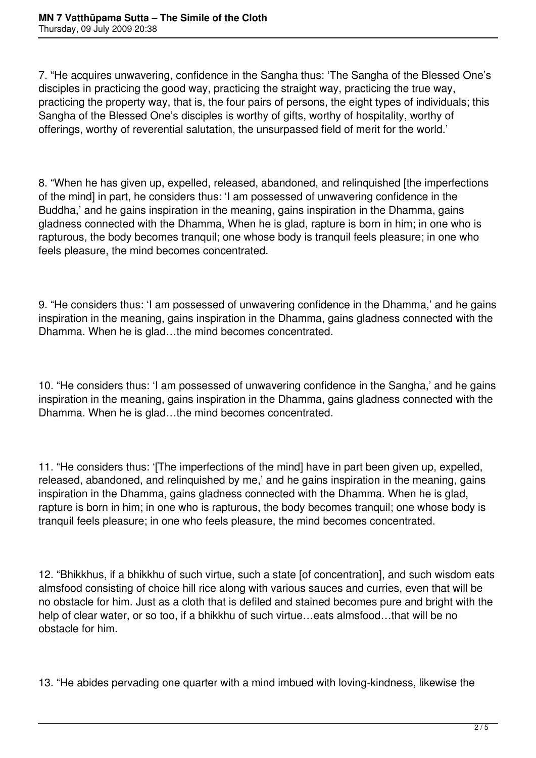7. “He acquires unwavering, confidence in the Sangha thus: ‘The Sangha of the Blessed One’s disciples in practicing the good way, practicing the straight way, practicing the true way, practicing the property way, that is, the four pairs of persons, the eight types of individuals; this Sangha of the Blessed One’s disciples is worthy of gifts, worthy of hospitality, worthy of offerings, worthy of reverential salutation, the unsurpassed field of merit for the world.’

8. “When he has given up, expelled, released, abandoned, and relinquished [the imperfections of the mind] in part, he considers thus: ‘I am possessed of unwavering confidence in the Buddha,’ and he gains inspiration in the meaning, gains inspiration in the Dhamma, gains gladness connected with the Dhamma, When he is glad, rapture is born in him; in one who is rapturous, the body becomes tranquil; one whose body is tranquil feels pleasure; in one who feels pleasure, the mind becomes concentrated.

9. “He considers thus: ‘I am possessed of unwavering confidence in the Dhamma,’ and he gains inspiration in the meaning, gains inspiration in the Dhamma, gains gladness connected with the Dhamma. When he is glad…the mind becomes concentrated.

10. “He considers thus: ‘I am possessed of unwavering confidence in the Sangha,’ and he gains inspiration in the meaning, gains inspiration in the Dhamma, gains gladness connected with the Dhamma. When he is glad…the mind becomes concentrated.

11. “He considers thus: ‘[The imperfections of the mind] have in part been given up, expelled, released, abandoned, and relinquished by me,’ and he gains inspiration in the meaning, gains inspiration in the Dhamma, gains gladness connected with the Dhamma. When he is glad, rapture is born in him; in one who is rapturous, the body becomes tranquil; one whose body is tranquil feels pleasure; in one who feels pleasure, the mind becomes concentrated.

12. “Bhikkhus, if a bhikkhu of such virtue, such a state [of concentration], and such wisdom eats almsfood consisting of choice hill rice along with various sauces and curries, even that will be no obstacle for him. Just as a cloth that is defiled and stained becomes pure and bright with the help of clear water, or so too, if a bhikkhu of such virtue…eats almsfood…that will be no obstacle for him.

13. “He abides pervading one quarter with a mind imbued with loving-kindness, likewise the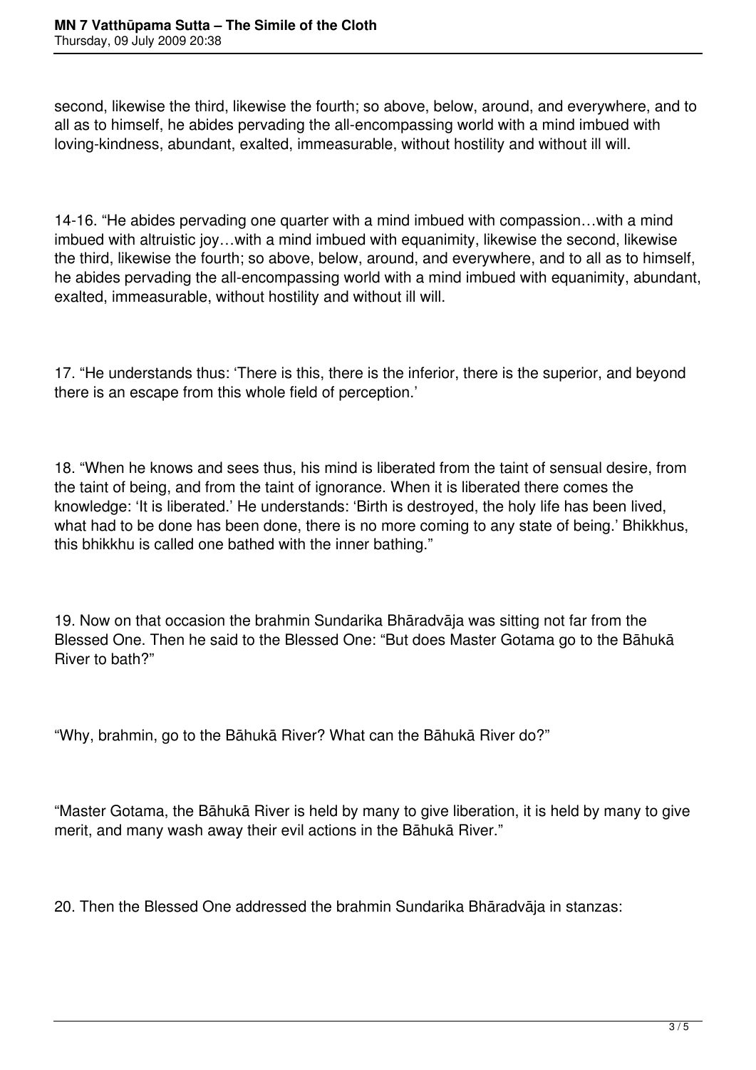second, likewise the third, likewise the fourth; so above, below, around, and everywhere, and to all as to himself, he abides pervading the all-encompassing world with a mind imbued with loving-kindness, abundant, exalted, immeasurable, without hostility and without ill will.

14-16. "He abides pervading one quarter with a mind imbued with compassion…with a mind imbued with altruistic joy…with a mind imbued with equanimity, likewise the second, likewise the third, likewise the fourth; so above, below, around, and everywhere, and to all as to himself, he abides pervading the all-encompassing world with a mind imbued with equanimity, abundant, exalted, immeasurable, without hostility and without ill will.

17. "He understands thus: 'There is this, there is the inferior, there is the superior, and beyond there is an escape from this whole field of perception.'

18. "When he knows and sees thus, his mind is liberated from the taint of sensual desire, from the taint of being, and from the taint of ignorance. When it is liberated there comes the knowledge: 'It is liberated.' He understands: 'Birth is destroyed, the holy life has been lived, what had to be done has been done, there is no more coming to any state of being.' Bhikkhus, this bhikkhu is called one bathed with the inner bathing."

19. Now on that occasion the brahmin Sundarika Bhāradvāja was sitting not far from the Blessed One. Then he said to the Blessed One: "But does Master Gotama go to the Bāhukā River to bath?"

"Why, brahmin, go to the Bāhukā River? What can the Bāhukā River do?"

"Master Gotama, the Bāhukā River is held by many to give liberation, it is held by many to give merit, and many wash away their evil actions in the Bāhukā River."

20. Then the Blessed One addressed the brahmin Sundarika Bhāradvāja in stanzas: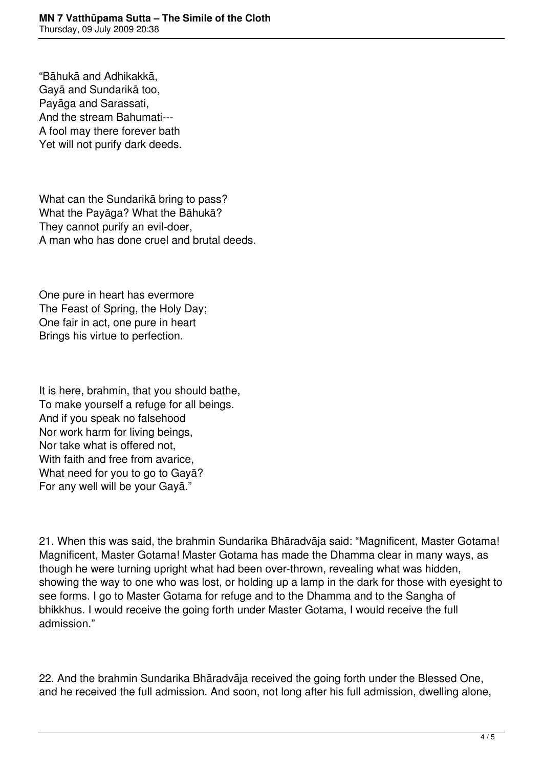"Bāhukā and Adhikakkā,
Gayā and Sundarikā too,
Payāga and Sarassati,
And the stream Bahumati---
A fool may there forever bath
Yet will not purify dark deeds.

What can the Sundarikā bring to pass?
What the Payāga? What the Bāhukā?
They cannot purify an evil-doer,
A man who has done cruel and brutal deeds.

One pure in heart has evermore
The Feast of Spring, the Holy Day;
One fair in act, one pure in heart
Brings his virtue to perfection.

It is here, brahmin, that you should bathe,
To make yourself a refuge for all beings.
And if you speak no falsehood
Nor work harm for living beings,
Nor take what is offered not,
With faith and free from avarice,
What need for you to go to Gayā?
For any well will be your Gayā."

21. When this was said, the brahmin Sundarika Bhāradvāja said: "Magnificent, Master Gotama! Magnificent, Master Gotama! Master Gotama has made the Dhamma clear in many ways, as though he were turning upright what had been over-thrown, revealing what was hidden, showing the way to one who was lost, or holding up a lamp in the dark for those with eyesight to see forms. I go to Master Gotama for refuge and to the Dhamma and to the Sangha of bhikkhus. I would receive the going forth under Master Gotama, I would receive the full admission."

22. And the brahmin Sundarika Bhāradvāja received the going forth under the Blessed One, and he received the full admission. And soon, not long after his full admission, dwelling alone,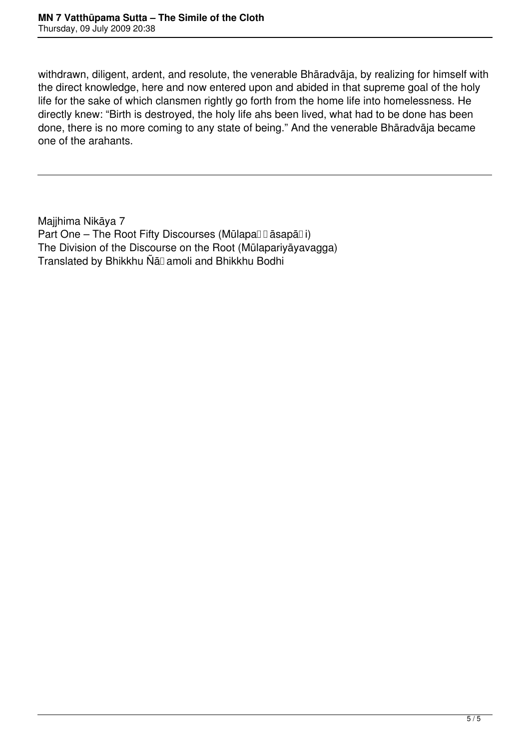withdrawn, diligent, ardent, and resolute, the venerable Bhāradvāja, by realizing for himself with the direct knowledge, here and now entered upon and abided in that supreme goal of the holy life for the sake of which clansmen rightly go forth from the home life into homelessness. He directly knew: "Birth is destroyed, the holy life ahs been lived, what had to be done has been done, there is no more coming to any state of being." And the venerable Bhāradvāja became one of the arahants.

---

Majjhima Nikāya 7
Part One – The Root Fifty Discourses (Mūlapaṇṇāsapāḷi)
The Division of the Discourse on the Root (Mūlapariyāyavagga)
Translated by Bhikkhu Ñāṇamoli and Bhikkhu Bodhi